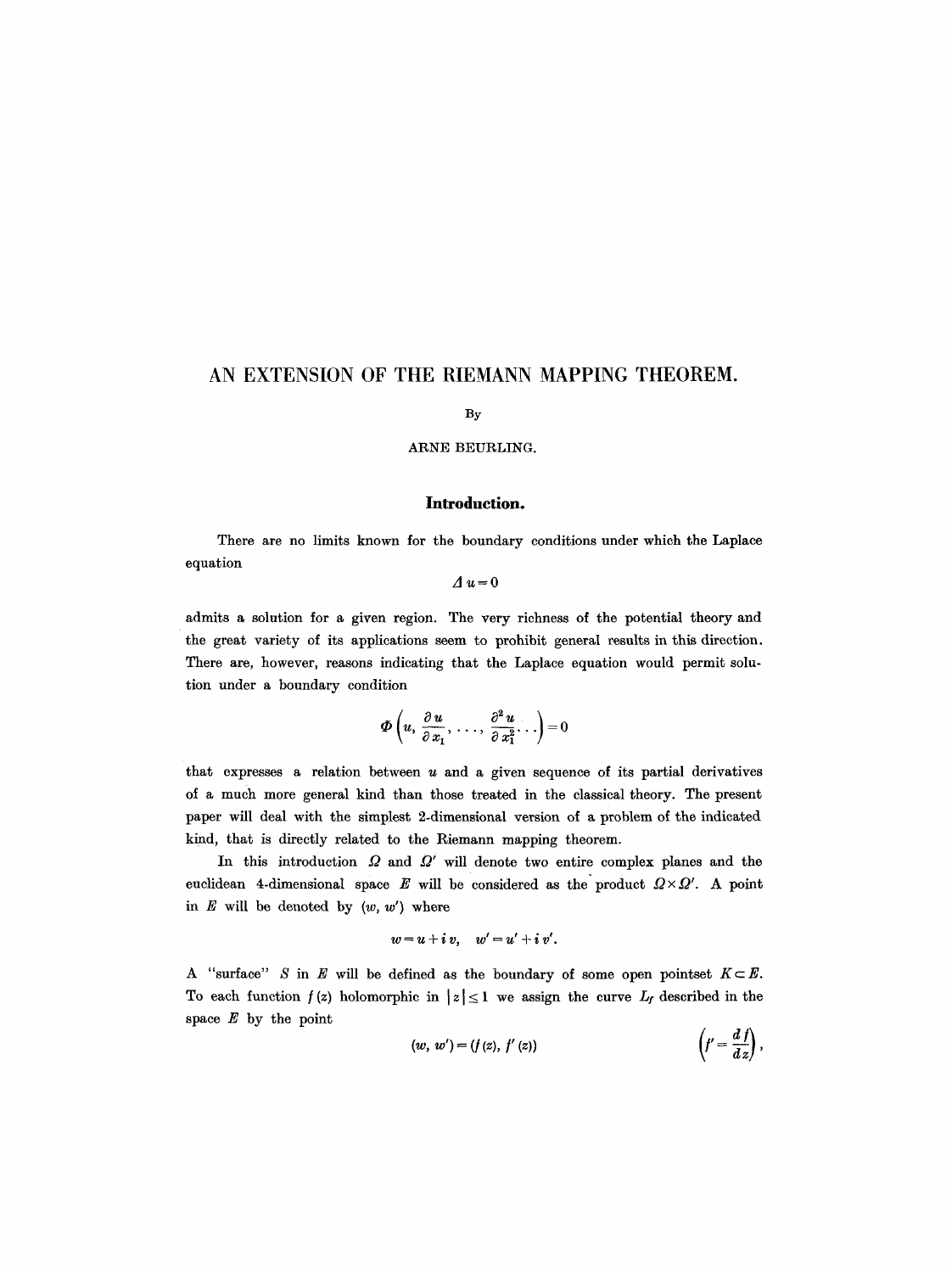# AN EXTENSION OF THE RIEMANN MAPPING THEOREM.

By

ARNE BEURLING.

## Introduction.

There are no limits known for the boundary conditions under which the Laplace equation

$$\Delta u = 0$$

admits a solution for a given region. The very richness of the potential theory and the great variety of its applications seem to prohibit general results in this direction. There are, however, reasons indicating that the Laplace equation would permit solution under a boundary condition

$$\Phi\left(u, \frac{\partial u}{\partial x_1}, \ldots, \frac{\partial^2 u}{\partial x_1^2} \ldots\right) = 0$$

that expresses a relation between $u$ and a given sequence of its partial derivatives of a much more general kind than those treated in the classical theory. The present paper will deal with the simplest 2-dimensional version of a problem of the indicated kind, that is directly related to the Riemann mapping theorem.

In this introduction $\Omega$ and $\Omega'$ will denote two entire complex planes and the euclidean 4-dimensional space $E$ will be considered as the product $\Omega \times \Omega'$. A point in $E$ will be denoted by $(w, w')$ where

$$w = u + iv, \quad w' = u' + iv'.$$

A "surface" $S$ in $E$ will be defined as the boundary of some open pointset $K \subset E$. To each function $f(z)$ holomorphic in $|z| \leq 1$ we assign the curve $L_f$ described in the space $E$ by the point

$$(w, w') = (f(z), f'(z)) \qquad \left(f' = \frac{df}{dz}\right),$$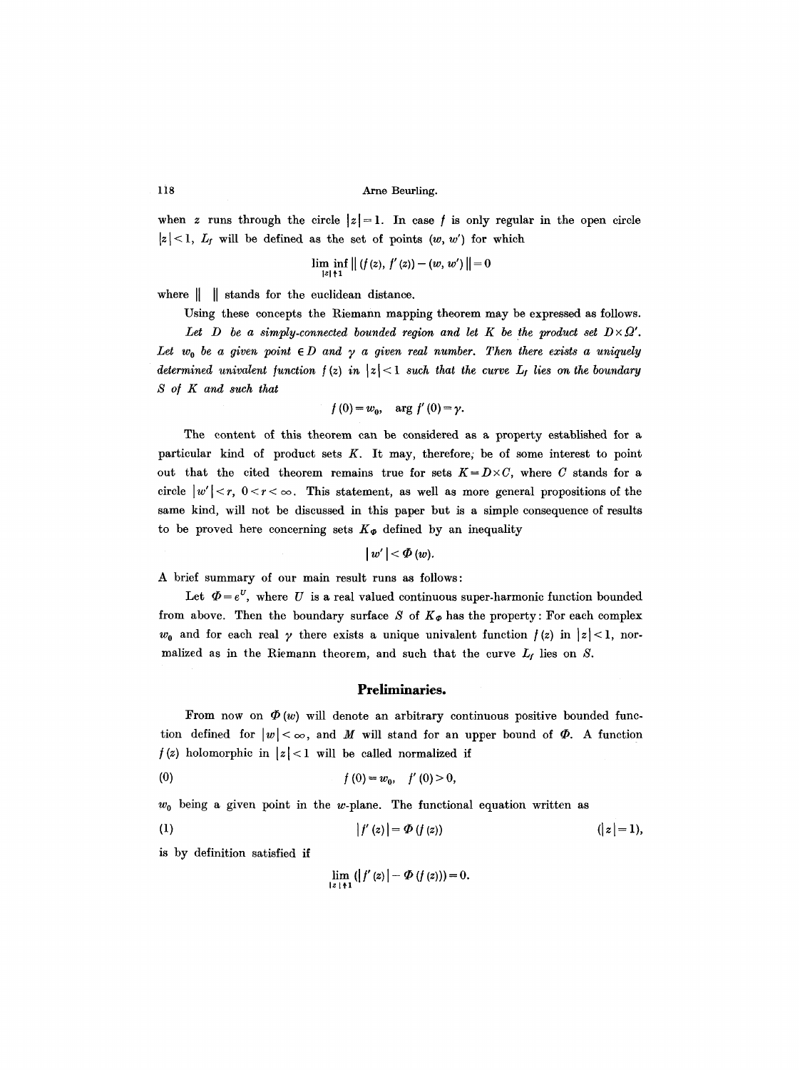when $z$ runs through the circle $|z| = 1$. In case $f$ is only regular in the open circle $|z| < 1$, $L_f$ will be defined as the set of points $(w, w')$ for which

$$\liminf_{|z| \uparrow 1} \| (f(z), f'(z)) - (w, w') \| = 0$$

where $\| \quad \|$ stands for the euclidean distance.

Using these concepts the Riemann mapping theorem may be expressed as follows.

*Let $D$ be a simply-connected bounded region and let $K$ be the product set $D \times \Omega'$. Let $w_0$ be a given point $\in D$ and $\gamma$ a given real number. Then there exists a uniquely determined univalent function $f(z)$ in $|z| < 1$ such that the curve $L_f$ lies on the boundary $S$ of $K$ and such that*

$$f(0) = w_0, \quad \arg f'(0) = \gamma.$$

The content of this theorem can be considered as a property established for a particular kind of product sets $K$. It may, therefore, be of some interest to point out that the cited theorem remains true for sets $K = D \times C$, where $C$ stands for a circle $|w'| < r$, $0 < r < \infty$. This statement, as well as more general propositions of the same kind, will not be discussed in this paper but is a simple consequence of results to be proved here concerning sets $K_\Phi$ defined by an inequality

$$|w'| < \Phi(w).$$

A brief summary of our main result runs as follows:

Let $\Phi = e^U$, where $U$ is a real valued continuous super-harmonic function bounded from above. Then the boundary surface $S$ of $K_\Phi$ has the property: For each complex $w_0$ and for each real $\gamma$ there exists a unique univalent function $f(z)$ in $|z| < 1$, normalized as in the Riemann theorem, and such that the curve $L_f$ lies on $S$.

## Preliminaries.

From now on $\Phi(w)$ will denote an arbitrary continuous positive bounded function defined for $|w| < \infty$, and $M$ will stand for an upper bound of $\Phi$. A function $f(z)$ holomorphic in $|z| < 1$ will be called normalized if

$$(0) \qquad f(0) = w_0, \quad f'(0) > 0,$$

$w_0$ being a given point in the $w$-plane. The functional equation written as

$$(1) \qquad |f'(z)| = \Phi(f(z)) \qquad (|z| = 1),$$

is by definition satisfied if

$$\lim_{|z| \uparrow 1} (|f'(z)| - \Phi(f(z))) = 0.$$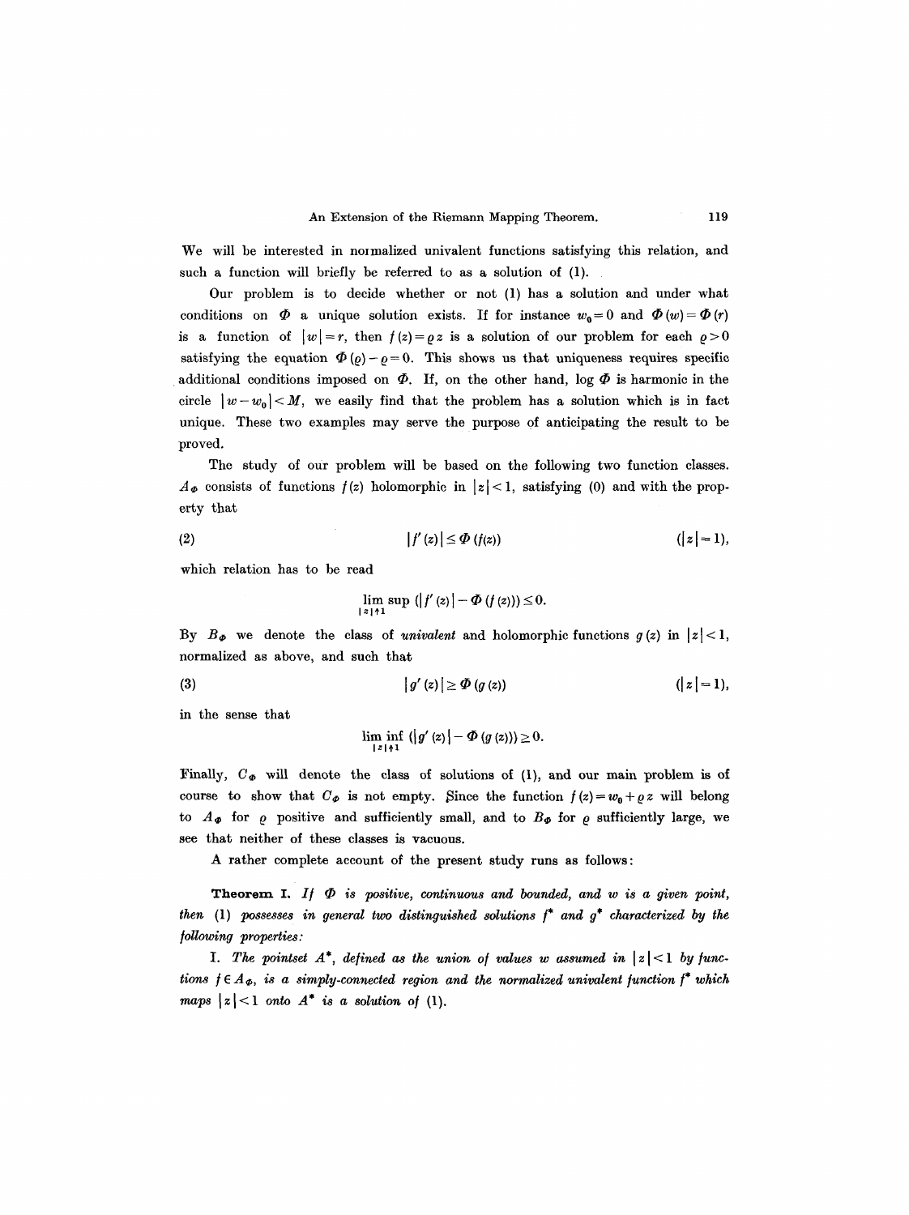We will be interested in normalized univalent functions satisfying this relation, and such a function will briefly be referred to as a solution of (1).

Our problem is to decide whether or not (1) has a solution and under what conditions on $\Phi$ a unique solution exists. If for instance $w_0 = 0$ and $\Phi(w) = \Phi(r)$ is a function of $|w| = r$, then $f(z) = \varrho z$ is a solution of our problem for each $\varrho > 0$ satisfying the equation $\Phi(\varrho) - \varrho = 0$. This shows us that uniqueness requires specific additional conditions imposed on $\Phi$. If, on the other hand, $\log \Phi$ is harmonic in the circle $|w - w_0| < M$, we easily find that the problem has a solution which is in fact unique. These two examples may serve the purpose of anticipating the result to be proved.

The study of our problem will be based on the following two function classes. $A_\Phi$ consists of functions $f(z)$ holomorphic in $|z| < 1$, satisfying (0) and with the property that

$$|f'(z)| \leq \Phi(f(z)) \qquad (|z| = 1), \tag{2}$$

which relation has to be read

$$\limsup_{|z| \uparrow 1} (|f'(z)| - \Phi(f(z))) \leq 0.$$

By $B_\Phi$ we denote the class of *univalent* and holomorphic functions $g(z)$ in $|z| < 1$, normalized as above, and such that

$$|g'(z)| \geq \Phi(g(z)) \qquad (|z| = 1), \tag{3}$$

in the sense that

$$\liminf_{|z| \uparrow 1} (|g'(z)| - \Phi(g(z))) \geq 0.$$

Finally, $C_\Phi$ will denote the class of solutions of (1), and our main problem is of course to show that $C_\Phi$ is not empty. Since the function $f(z) = w_0 + \varrho z$ will belong to $A_\Phi$ for $\varrho$ positive and sufficiently small, and to $B_\Phi$ for $\varrho$ sufficiently large, we see that neither of these classes is vacuous.

A rather complete account of the present study runs as follows:

**Theorem I.** *If $\Phi$ is positive, continuous and bounded, and $w$ is a given point, then* (1) *possesses in general two distinguished solutions $f^*$ and $g^*$ characterized by the following properties:*

I. *The pointset $A^*$, defined as the union of values $w$ assumed in $|z| < 1$ by functions $f \in A_\Phi$, is a simply-connected region and the normalized univalent function $f^*$ which maps $|z| < 1$ onto $A^*$ is a solution of* (1).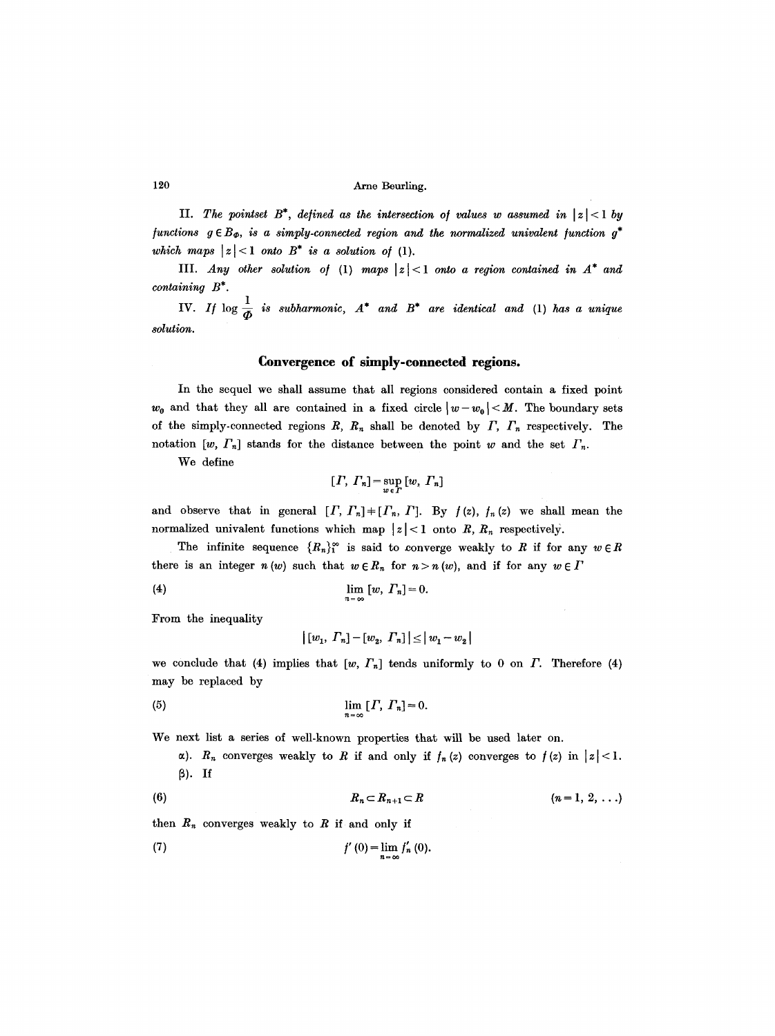II. *The pointset $B^*$, defined as the intersection of values $w$ assumed in $|z|<1$ by functions $g \in B_\Phi$, is a simply-connected region and the normalized univalent function $g^*$ which maps $|z|<1$ onto $B^*$ is a solution of* (1).

III. *Any other solution of* (1) *maps $|z|<1$ onto a region contained in $A^*$ and containing $B^*$.*

IV. *If $\log \frac{1}{\Phi}$ is subharmonic, $A^*$ and $B^*$ are identical and* (1) *has a unique solution.*

## Convergence of simply-connected regions.

In the sequel we shall assume that all regions considered contain a fixed point $w_0$ and that they all are contained in a fixed circle $|w-w_0|<M$. The boundary sets of the simply-connected regions $R$, $R_n$ shall be denoted by $\Gamma$, $\Gamma_n$ respectively. The notation $[w, \Gamma_n]$ stands for the distance between the point $w$ and the set $\Gamma_n$.

We define

$$[\Gamma, \Gamma_n] = \sup_{w \in \Gamma} [w, \Gamma_n]$$

and observe that in general $[\Gamma, \Gamma_n] \neq [\Gamma_n, \Gamma]$. By $f(z)$, $f_n(z)$ we shall mean the normalized univalent functions which map $|z|<1$ onto $R$, $R_n$ respectively.

The infinite sequence $\{R_n\}_1^\infty$ is said to converge weakly to $R$ if for any $w \in R$ there is an integer $n(w)$ such that $w \in R_n$ for $n > n(w)$, and if for any $w \in \Gamma$

$$\lim_{n=\infty} [w, \Gamma_n] = 0. \tag{4}$$

From the inequality

$$|[w_1, \Gamma_n] - [w_2, \Gamma_n]| \leq |w_1 - w_2|$$

we conclude that (4) implies that $[w, \Gamma_n]$ tends uniformly to 0 on $\Gamma$. Therefore (4) may be replaced by

$$\lim_{n=\infty} [\Gamma, \Gamma_n] = 0. \tag{5}$$

We next list a series of well-known properties that will be used later on.

α). $R_n$ converges weakly to $R$ if and only if $f_n(z)$ converges to $f(z)$ in $|z|<1$.

β). If

$$R_n \subset R_{n+1} \subset R \qquad (n = 1, 2, \ldots) \tag{6}$$

then $R_n$ converges weakly to $R$ if and only if

$$f'(0) = \lim_{n=\infty} f_n'(0). \tag{7}$$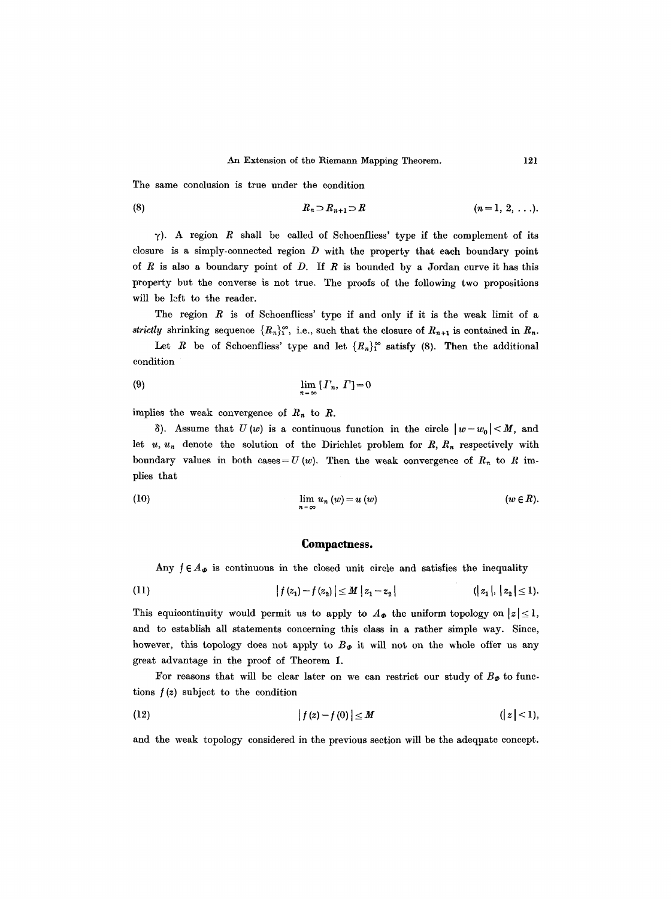The same conclusion is true under the condition

$$R_n \supset R_{n+1} \supset R \qquad (n=1, 2, \ldots). \tag{8}$$

$\gamma$). A region $R$ shall be called of Schoenfliess' type if the complement of its closure is a simply-connected region $D$ with the property that each boundary point of $R$ is also a boundary point of $D$. If $R$ is bounded by a Jordan curve it has this property but the converse is not true. The proofs of the following two propositions will be left to the reader.

The region $R$ is of Schoenfliess' type if and only if it is the weak limit of a *strictly* shrinking sequence $\{R_n\}_1^\infty$, i.e., such that the closure of $R_{n+1}$ is contained in $R_n$.

Let $R$ be of Schoenfliess' type and let $\{R_n\}_1^\infty$ satisfy (8). Then the additional condition

$$\lim_{n=\infty} [\Gamma_n, \Gamma] = 0 \tag{9}$$

implies the weak convergence of $R_n$ to $R$.

$\delta$). Assume that $U(w)$ is a continuous function in the circle $|w-w_0|<M$, and let $u$, $u_n$ denote the solution of the Dirichlet problem for $R$, $R_n$ respectively with boundary values in both cases $=U(w)$. Then the weak convergence of $R_n$ to $R$ implies that

$$\lim_{n=\infty} u_n(w) = u(w) \qquad (w \in R). \tag{10}$$

## Compactness.

Any $f \in A_\Phi$ is continuous in the closed unit circle and satisfies the inequality

$$|f(z_1) - f(z_2)| \leq M |z_1 - z_2| \qquad (|z_1|, |z_2| \leq 1). \tag{11}$$

This equicontinuity would permit us to apply to $A_\Phi$ the uniform topology on $|z| \leq 1$, and to establish all statements concerning this class in a rather simple way. Since, however, this topology does not apply to $B_\Phi$ it will not on the whole offer us any great advantage in the proof of Theorem I.

For reasons that will be clear later on we can restrict our study of $B_\Phi$ to functions $f(z)$ subject to the condition

$$|f(z) - f(0)| \leq M \qquad (|z|<1), \tag{12}$$

and the weak topology considered in the previous section will be the adequate concept.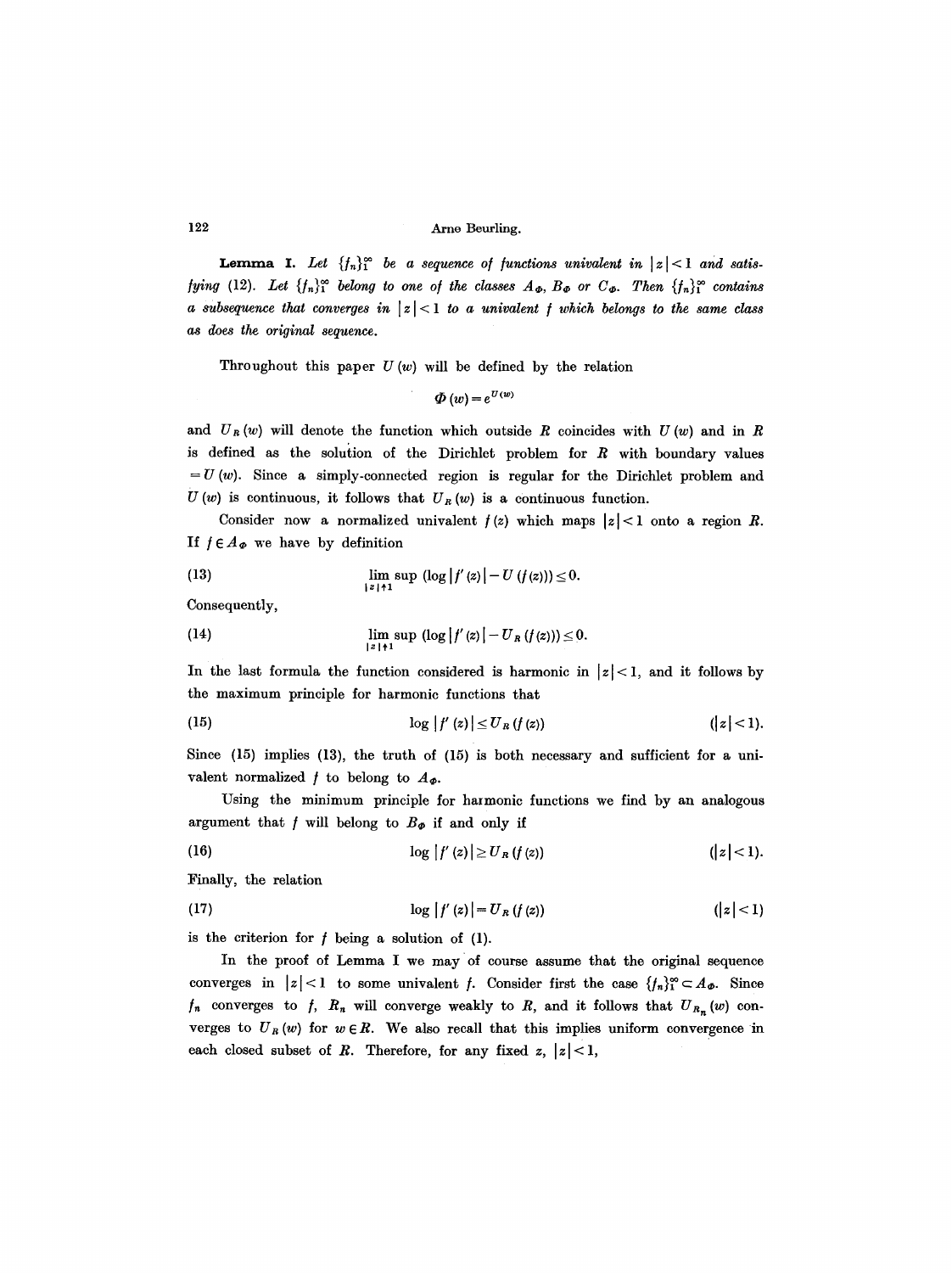**Lemma I.** *Let $\{f_n\}_1^\infty$ be a sequence of functions univalent in $|z|<1$ and satisfying* (12). *Let $\{f_n\}_1^\infty$ belong to one of the classes $A_\Phi$, $B_\Phi$ or $C_\Phi$. Then $\{f_n\}_1^\infty$ contains a subsequence that converges in $|z|<1$ to a univalent $f$ which belongs to the same class as does the original sequence.*

Throughout this paper $U(w)$ will be defined by the relation

$$\Phi(w) = e^{U(w)}$$

and $U_R(w)$ will denote the function which outside $R$ coincides with $U(w)$ and in $R$ is defined as the solution of the Dirichlet problem for $R$ with boundary values $= U(w)$. Since a simply-connected region is regular for the Dirichlet problem and $U(w)$ is continuous, it follows that $U_R(w)$ is a continuous function.

Consider now a normalized univalent $f(z)$ which maps $|z|<1$ onto a region $R$. If $f \in A_\Phi$ we have by definition

$$\limsup_{|z|\uparrow 1} (\log|f'(z)| - U(f(z))) \leq 0. \tag{13}$$

Consequently,

$$\limsup_{|z|\uparrow 1} (\log|f'(z)| - U_R(f(z))) \leq 0. \tag{14}$$

In the last formula the function considered is harmonic in $|z|<1$, and it follows by the maximum principle for harmonic functions that

$$\log|f'(z)| \leq U_R(f(z)) \qquad (|z|<1). \tag{15}$$

Since (15) implies (13), the truth of (15) is both necessary and sufficient for a univalent normalized $f$ to belong to $A_\Phi$.

Using the minimum principle for harmonic functions we find by an analogous argument that $f$ will belong to $B_\Phi$ if and only if

$$\log|f'(z)| \geq U_R(f(z)) \qquad (|z|<1). \tag{16}$$

Finally, the relation

$$\log|f'(z)| = U_R(f(z)) \qquad (|z|<1) \tag{17}$$

is the criterion for $f$ being a solution of (1).

In the proof of Lemma I we may of course assume that the original sequence converges in $|z|<1$ to some univalent $f$. Consider first the case $\{f_n\}_1^\infty \subset A_\Phi$. Since $f_n$ converges to $f$, $R_n$ will converge weakly to $R$, and it follows that $U_{R_n}(w)$ converges to $U_R(w)$ for $w \in R$. We also recall that this implies uniform convergence in each closed subset of $R$. Therefore, for any fixed $z$, $|z|<1$,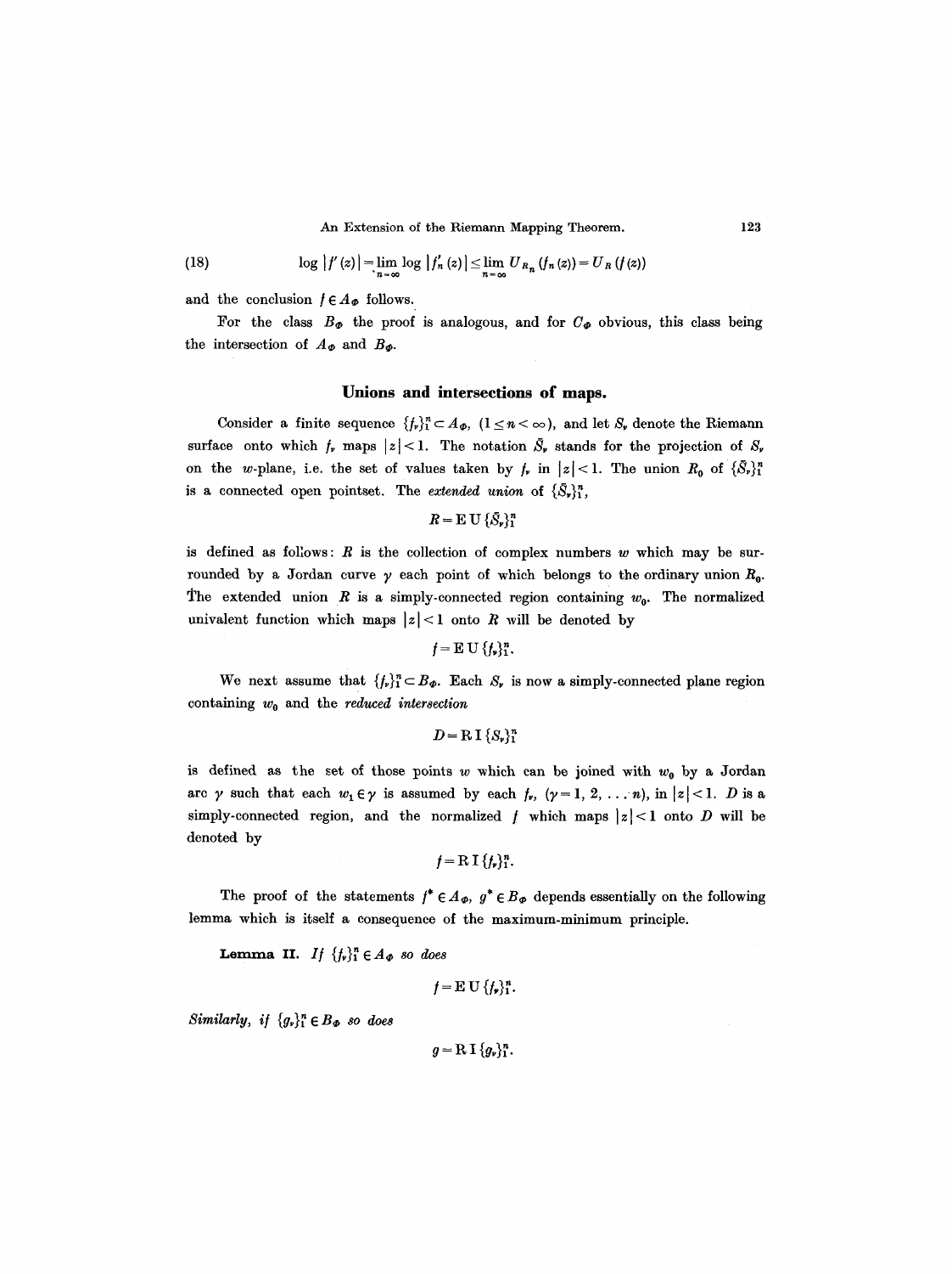$$\log |f'(z)| = \lim_{n=\infty} \log |f_n'(z)| \le \lim_{n=\infty} U_{R_n}(f_n(z)) = U_R(f(z)) \tag{18}$$

and the conclusion $f \in A_\Phi$ follows.

For the class $B_\Phi$ the proof is analogous, and for $C_\Phi$ obvious, this class being the intersection of $A_\Phi$ and $B_\Phi$.

## Unions and intersections of maps.

Consider a finite sequence $\{f_\nu\}_1^n \subset A_\Phi$, $(1 \le n < \infty)$, and let $S_\nu$ denote the Riemann surface onto which $f_\nu$ maps $|z| < 1$. The notation $\bar{S}_\nu$ stands for the projection of $S_\nu$ on the $w$-plane, i.e. the set of values taken by $f_\nu$ in $|z| < 1$. The union $R_0$ of $\{\bar{S}_\nu\}_1^n$ is a connected open pointset. The *extended union* of $\{\bar{S}_\nu\}_1^n$,

$$R = \mathrm{E\,U}\,\{\bar{S}_\nu\}_1^n$$

is defined as follows: $R$ is the collection of complex numbers $w$ which may be surrounded by a Jordan curve $\gamma$ each point of which belongs to the ordinary union $R_0$. The extended union $R$ is a simply-connected region containing $w_0$. The normalized univalent function which maps $|z| < 1$ onto $R$ will be denoted by

$$f = \mathrm{E\,U}\,\{f_\nu\}_1^n.$$

We next assume that $\{f_\nu\}_1^n \subset B_\Phi$. Each $S_\nu$ is now a simply-connected plane region containing $w_0$ and the *reduced intersection*

$$D = \mathrm{R\,I}\,\{S_\nu\}_1^n$$

is defined as the set of those points $w$ which can be joined with $w_0$ by a Jordan arc $\gamma$ such that each $w_1 \in \gamma$ is assumed by each $f_\nu$, $(\gamma = 1, 2, \ldots n)$, in $|z| < 1$. $D$ is a simply-connected region, and the normalized $f$ which maps $|z| < 1$ onto $D$ will be denoted by

$$f = \mathrm{R\,I}\,\{f_\nu\}_1^n.$$

The proof of the statements $f^* \in A_\Phi$, $g^* \in B_\Phi$ depends essentially on the following lemma which is itself a consequence of the maximum-minimum principle.

**Lemma II.** *If* $\{f_\nu\}_1^n \in A_\Phi$ *so does*

$$f = \mathrm{E\,U}\,\{f_\nu\}_1^n.$$

*Similarly, if* $\{g_\nu\}_1^n \in B_\Phi$ *so does*

$$g = \mathrm{R\,I}\,\{g_\nu\}_1^n.$$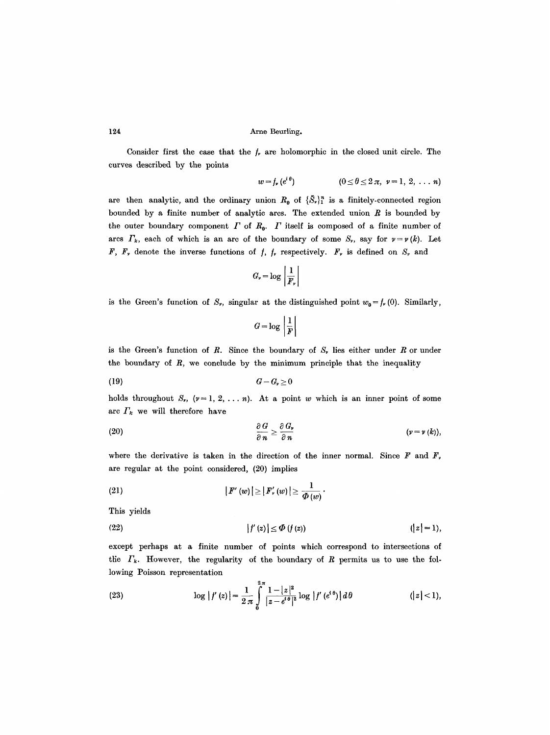Consider first the case that the $f_\nu$ are holomorphic in the closed unit circle. The curves described by the points

$$w = f_\nu(e^{i\theta}) \qquad (0 \le \theta \le 2\pi,\ \nu = 1, 2, \ldots n)$$

are then analytic, and the ordinary union $R_0$ of $\{\bar{S}_\nu\}_1^n$ is a finitely-connected region bounded by a finite number of analytic arcs. The extended union $R$ is bounded by the outer boundary component $\Gamma$ of $R_0$. $\Gamma$ itself is composed of a finite number of arcs $\Gamma_k$, each of which is an arc of the boundary of some $S_\nu$, say for $\nu = \nu(k)$. Let $F$, $F_\nu$ denote the inverse functions of $f$, $f_\nu$ respectively. $F_\nu$ is defined on $S_\nu$ and

$$G_\nu = \log\left|\frac{1}{F_\nu}\right|$$

is the Green's function of $S_\nu$, singular at the distinguished point $w_0 = f_\nu(0)$. Similarly,

$$G = \log\left|\frac{1}{F}\right|$$

is the Green's function of $R$. Since the boundary of $S_\nu$ lies either under $R$ or under the boundary of $R$, we conclude by the minimum principle that the inequality

$$G - G_\nu \ge 0 \tag{19}$$

holds throughout $S_\nu$, $(\nu = 1, 2, \ldots n)$. At a point $w$ which is an inner point of some arc $\Gamma_k$ we will therefore have

$$\frac{\partial G}{\partial n} \ge \frac{\partial G_\nu}{\partial n} \qquad (\nu = \nu(k)), \tag{20}$$

where the derivative is taken in the direction of the inner normal. Since $F$ and $F_\nu$ are regular at the point considered, (20) implies

$$|F'(w)| \ge |F'_\nu(w)| \ge \frac{1}{\Phi(w)}\,. \tag{21}$$

This yields

$$|f'(z)| \le \Phi(f(z)) \qquad (|z| = 1), \tag{22}$$

except perhaps at a finite number of points which correspond to intersections of the $\Gamma_k$. However, the regularity of the boundary of $R$ permits us to use the following Poisson representation

$$\log|f'(z)| = \frac{1}{2\pi}\int_0^{2\pi} \frac{1-|z|^2}{|z-e^{i\theta}|^2}\log|f'(e^{i\theta})|\,d\theta \qquad (|z| < 1), \tag{23}$$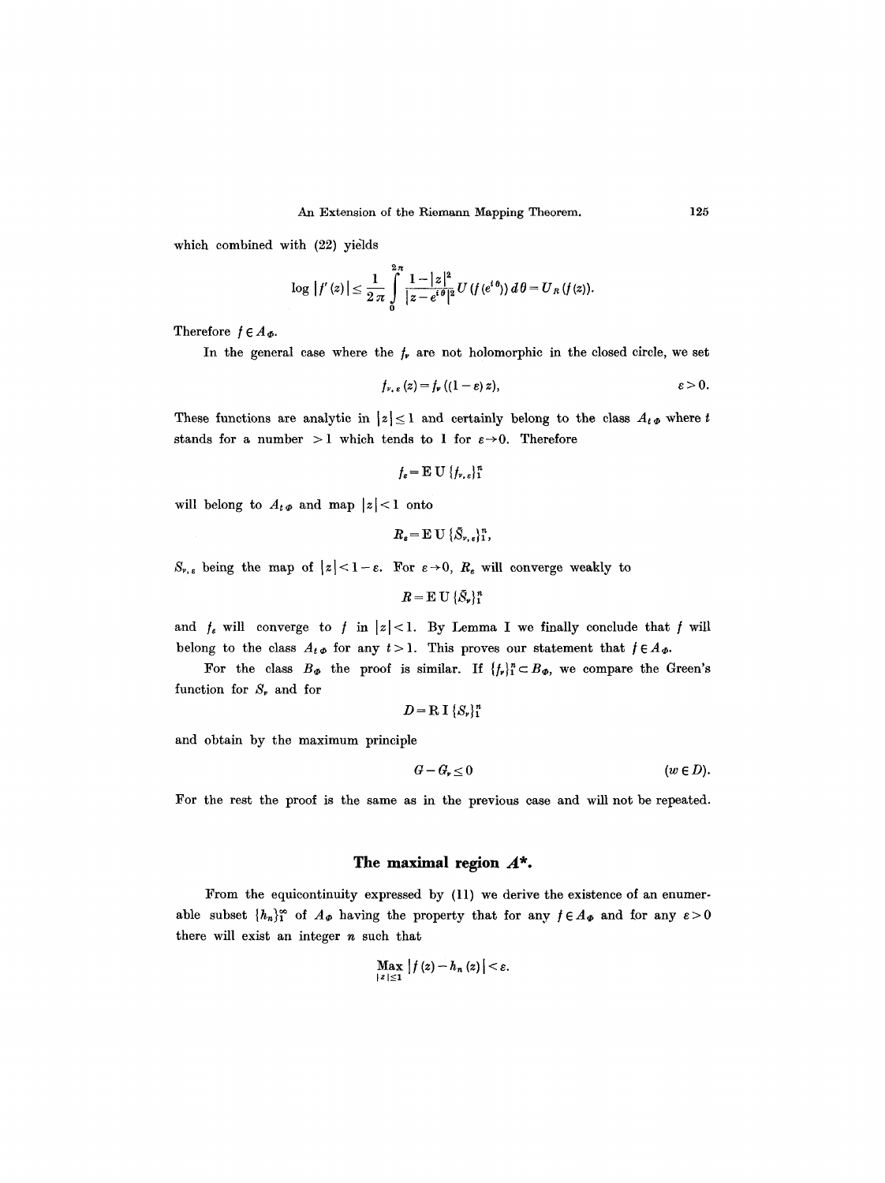which combined with (22) yields

$$\log |f'(z)| \leq \frac{1}{2\pi} \int_0^{2\pi} \frac{1-|z|^2}{|z-e^{i\theta}|^2} U(f(e^{i\theta}))\, d\theta = U_R(f(z)).$$

Therefore $f \in A_\Phi$.

In the general case where the $f_\nu$ are not holomorphic in the closed circle, we set

$$f_{\nu,\varepsilon}(z) = f_\nu((1-\varepsilon)z), \qquad \varepsilon > 0.$$

These functions are analytic in $|z| \leq 1$ and certainly belong to the class $A_{t\Phi}$ where $t$ stands for a number $> 1$ which tends to 1 for $\varepsilon \to 0$. Therefore

$$f_\varepsilon = \mathrm{E\,U}\{f_{\nu,\varepsilon}\}_1^n$$

will belong to $A_{t\Phi}$ and map $|z| < 1$ onto

$$R_\varepsilon = \mathrm{E\,U}\{\bar{S}_{\nu,\varepsilon}\}_1^n,$$

$S_{\nu,\varepsilon}$ being the map of $|z| < 1 - \varepsilon$. For $\varepsilon \to 0$, $R_\varepsilon$ will converge weakly to

$$R = \mathrm{E\,U}\{\bar{S}_\nu\}_1^n$$

and $f_\varepsilon$ will converge to $f$ in $|z| < 1$. By Lemma I we finally conclude that $f$ will belong to the class $A_{t\Phi}$ for any $t > 1$. This proves our statement that $f \in A_\Phi$.

For the class $B_\Phi$ the proof is similar. If $\{f_\nu\}_1^n \subset B_\Phi$, we compare the Green's function for $S_\nu$ and for

$$D = \mathrm{R\,I}\{S_\nu\}_1^n$$

and obtain by the maximum principle

$$G - G_\nu \leq 0 \qquad (w \in D).$$

For the rest the proof is the same as in the previous case and will not be repeated.

## The maximal region $A^*$.

From the equicontinuity expressed by (11) we derive the existence of an enumerable subset $\{h_n\}_1^\infty$ of $A_\Phi$ having the property that for any $f \in A_\Phi$ and for any $\varepsilon > 0$ there will exist an integer $n$ such that

$$\max_{|z| \leq 1} |f(z) - h_n(z)| < \varepsilon.$$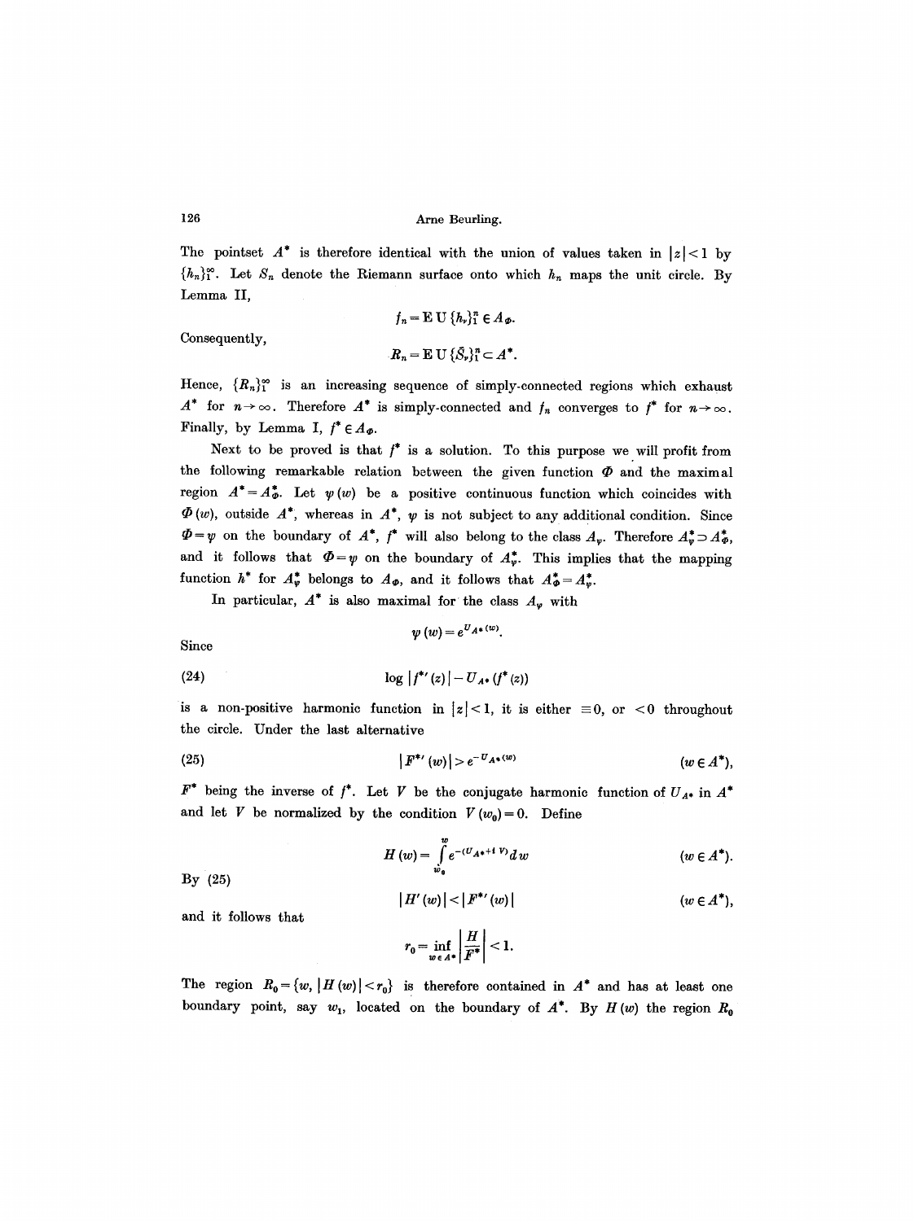The pointset $A^*$ is therefore identical with the union of values taken in $|z|<1$ by $\{h_n\}_1^\infty$. Let $S_n$ denote the Riemann surface onto which $h_n$ maps the unit circle. By Lemma II,

$$f_n = \mathrm{E}\,\mathrm{U}\,\{h_\nu\}_1^n \in A_\Phi.$$

Consequently,

$$R_n = \mathrm{E}\,\mathrm{U}\,\{\tilde{S}_\nu\}_1^n \subset A^*.$$

Hence, $\{R_n\}_1^\infty$ is an increasing sequence of simply-connected regions which exhaust $A^*$ for $n\to\infty$. Therefore $A^*$ is simply-connected and $f_n$ converges to $f^*$ for $n\to\infty$. Finally, by Lemma I, $f^*\in A_\Phi$.

Next to be proved is that $f^*$ is a solution. To this purpose we will profit from the following remarkable relation between the given function $\Phi$ and the maximal region $A^* = A^*_\Phi$. Let $\psi(w)$ be a positive continuous function which coincides with $\Phi(w)$, outside $A^*$, whereas in $A^*$, $\psi$ is not subject to any additional condition. Since $\Phi=\psi$ on the boundary of $A^*$, $f^*$ will also belong to the class $A_\psi$. Therefore $A^*_\psi \supset A^*_\Phi$, and it follows that $\Phi=\psi$ on the boundary of $A^*_\psi$. This implies that the mapping function $h^*$ for $A^*_\psi$ belongs to $A_\Phi$, and it follows that $A^*_\Phi = A^*_\psi$.

In particular, $A^*$ is also maximal for the class $A_\psi$ with

$$\psi(w) = e^{U_{A^*}(w)}.$$

Since

$$\log|f^{*\prime}(z)| - U_{A^*}(f^*(z)) \tag{24}$$

is a non-positive harmonic function in $|z|<1$, it is either $\equiv 0$, or $<0$ throughout the circle. Under the last alternative

$$|F^{*\prime}(w)| > e^{-U_{A^*}(w)} \qquad (w\in A^*), \tag{25}$$

$F^*$ being the inverse of $f^*$. Let $V$ be the conjugate harmonic function of $U_{A^*}$ in $A^*$ and let $V$ be normalized by the condition $V(w_0)=0$. Define

$$H(w) = \int_{w_0}^{w} e^{-(U_{A^*}+iV)}\,dw \qquad (w\in A^*).$$

By (25)

$$|H'(w)| < |F^{*\prime}(w)| \qquad (w\in A^*),$$

and it follows that

$$r_0 = \inf_{w\in A^*}\left|\frac{H}{F^*}\right| < 1.$$

The region $R_0 = \{w,\ |H(w)|<r_0\}$ is therefore contained in $A^*$ and has at least one boundary point, say $w_1$, located on the boundary of $A^*$. By $H(w)$ the region $R_0$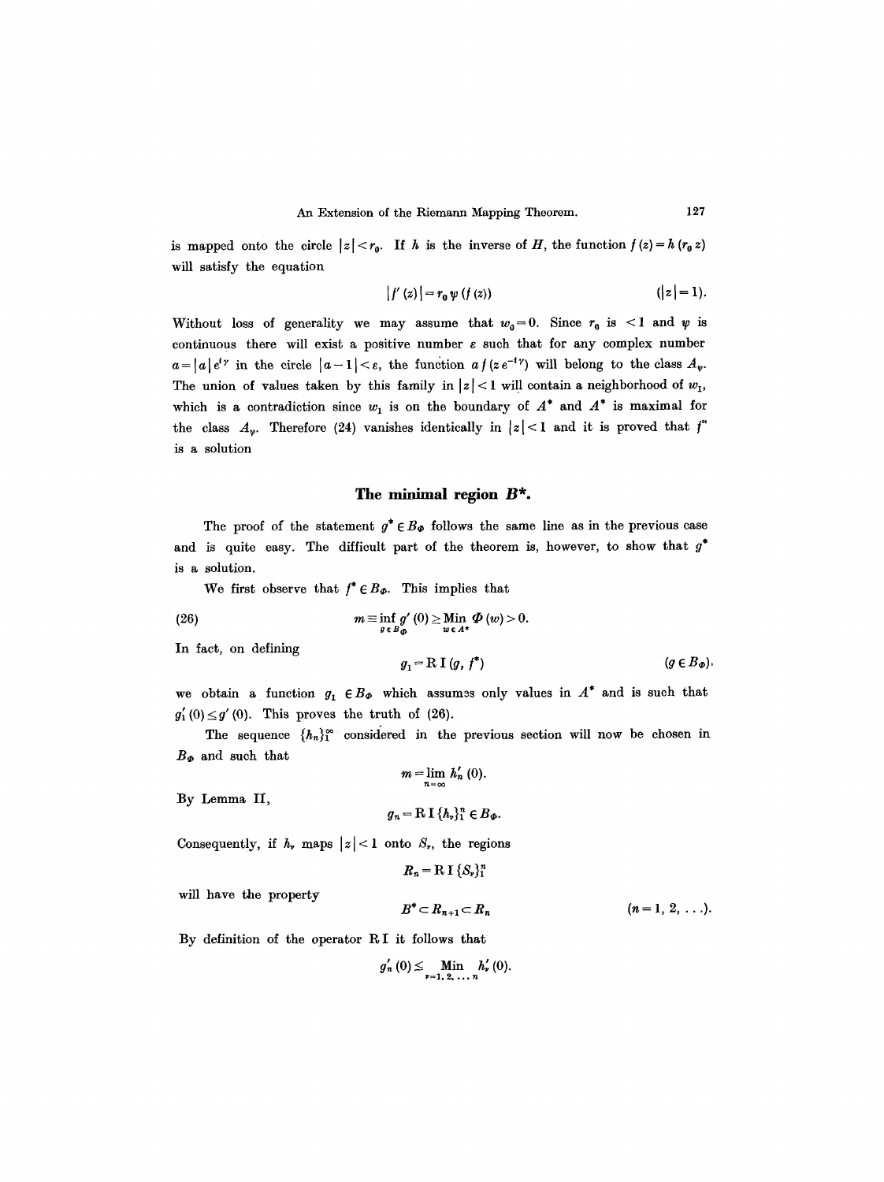is mapped onto the circle $|z| < r_0$. If $h$ is the inverse of $H$, the function $f(z) = h(r_0 z)$ will satisfy the equation

$$|f'(z)| = r_0 \psi(f(z)) \qquad (|z| = 1).$$

Without loss of generality we may assume that $w_0 = 0$. Since $r_0$ is $< 1$ and $\psi$ is continuous there will exist a positive number $\varepsilon$ such that for any complex number $a = |a| e^{i\gamma}$ in the circle $|a - 1| < \varepsilon$, the function $a f(z e^{-i\gamma})$ will belong to the class $A_\psi$. The union of values taken by this family in $|z| < 1$ will contain a neighborhood of $w_1$, which is a contradiction since $w_1$ is on the boundary of $A^*$ and $A^*$ is maximal for the class $A_\psi$. Therefore (24) vanishes identically in $|z| < 1$ and it is proved that $f^*$ is a solution

## The minimal region $B^*$.

The proof of the statement $g^* \in B_\Phi$ follows the same line as in the previous case and is quite easy. The difficult part of the theorem is, however, to show that $g^*$ is a solution.

We first observe that $f^* \in B_\Phi$. This implies that

$$m \equiv \inf_{g \in B_\Phi} g'(0) \geq \operatorname*{Min}_{w \in A^*} \Phi(w) > 0. \tag{26}$$

In fact, on defining

$$g_1 = \mathrm{R\,I}(g, f^*) \qquad (g \in B_\Phi).$$

we obtain a function $g_1 \in B_\Phi$ which assumes only values in $A^*$ and is such that $g_1'(0) \leq g'(0)$. This proves the truth of (26).

The sequence $\{h_n\}_1^\infty$ considered in the previous section will now be chosen in $B_\Phi$ and such that

$$m = \lim_{n=\infty} h_n'(0).$$

By Lemma II,

$$g_n = \mathrm{R\,I}\{h_\nu\}_1^n \in B_\Phi.$$

Consequently, if $h_\nu$ maps $|z| < 1$ onto $S_\nu$, the regions

$$R_n = \mathrm{R\,I}\{S_\nu\}_1^n$$

will have the property

$$B^* \subset R_{n+1} \subset R_n \qquad (n = 1, 2, \ldots).$$

By definition of the operator R I it follows that

$$g_n'(0) \leq \operatorname*{Min}_{\nu = 1, 2, \ldots n} h_\nu'(0).$$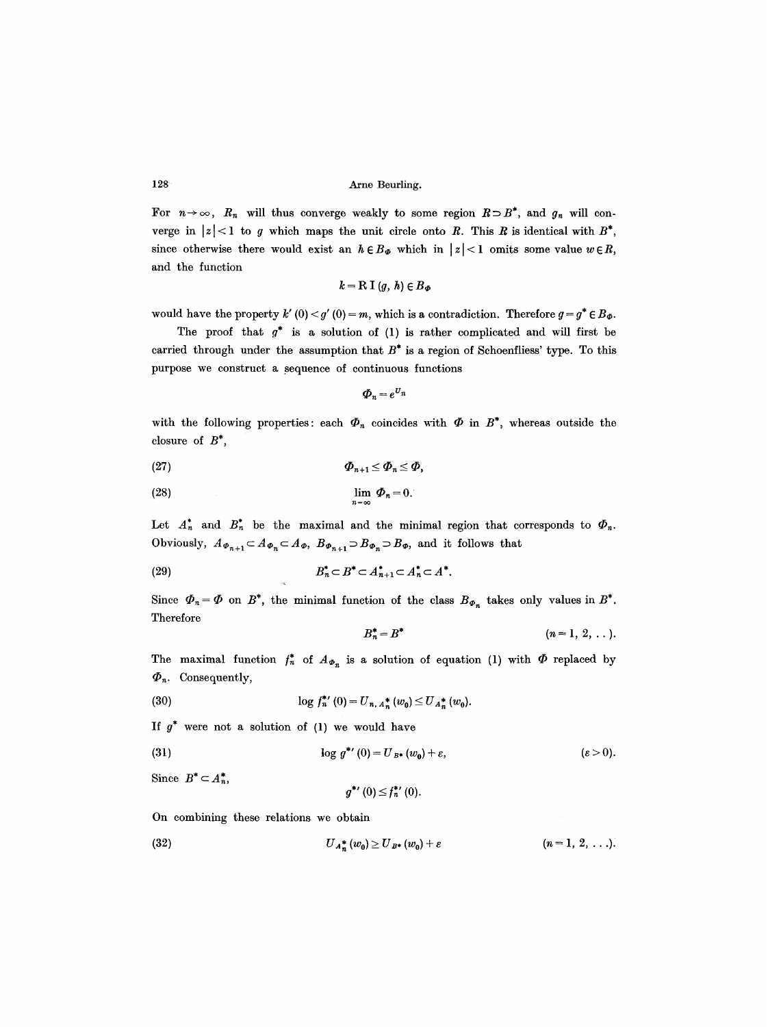For $n \to \infty$, $R_n$ will thus converge weakly to some region $R \supset B^*$, and $g_n$ will converge in $|z| < 1$ to $g$ which maps the unit circle onto $R$. This $R$ is identical with $B^*$, since otherwise there would exist an $h \in B_\Phi$ which in $|z| < 1$ omits some value $w \in R$, and the function

$$k = \mathrm{R\,I}\,(g, h) \in B_\Phi$$

would have the property $k'(0) < g'(0) = m$, which is a contradiction. Therefore $g = g^* \in B_\Phi$.

The proof that $g^*$ is a solution of (1) is rather complicated and will first be carried through under the assumption that $B^*$ is a region of Schoenfliess' type. To this purpose we construct a sequence of continuous functions

$$\Phi_n = e^{U_n}$$

with the following properties: each $\Phi_n$ coincides with $\Phi$ in $B^*$, whereas outside the closure of $B^*$,

$$\Phi_{n+1} \leq \Phi_n \leq \Phi, \tag{27}$$

$$\lim_{n=\infty} \Phi_n = 0. \tag{28}$$

Let $A_n^*$ and $B_n^*$ be the maximal and the minimal region that corresponds to $\Phi_n$. Obviously, $A_{\Phi_{n+1}} \subset A_{\Phi_n} \subset A_\Phi$, $B_{\Phi_{n+1}} \supset B_{\Phi_n} \supset B_\Phi$, and it follows that

$$B_n^* \subset B^* \subset A_{n+1}^* \subset A_n^* \subset A^*. \tag{29}$$

Since $\Phi_n = \Phi$ on $B^*$, the minimal function of the class $B_{\Phi_n}$ takes only values in $B^*$. Therefore

$$B_n^* = B^* \qquad (n = 1, 2, \ldots).$$

The maximal function $f_n^*$ of $A_{\Phi_n}$ is a solution of equation (1) with $\Phi$ replaced by $\Phi_n$. Consequently,

$$\log f_n^{*\prime}(0) = U_{n,\,A_n^*}(w_0) \leq U_{A_n^*}(w_0). \tag{30}$$

If $g^*$ were not a solution of (1) we would have

$$\log g^{*\prime}(0) = U_{B^*}(w_0) + \varepsilon, \qquad (\varepsilon > 0). \tag{31}$$

Since $B^* \subset A_n^*$,

$$g^{*\prime}(0) \leq f_n^{*\prime}(0).$$

On combining these relations we obtain

$$U_{A_n^*}(w_0) \geq U_{B^*}(w_0) + \varepsilon \qquad (n = 1, 2, \ldots). \tag{32}$$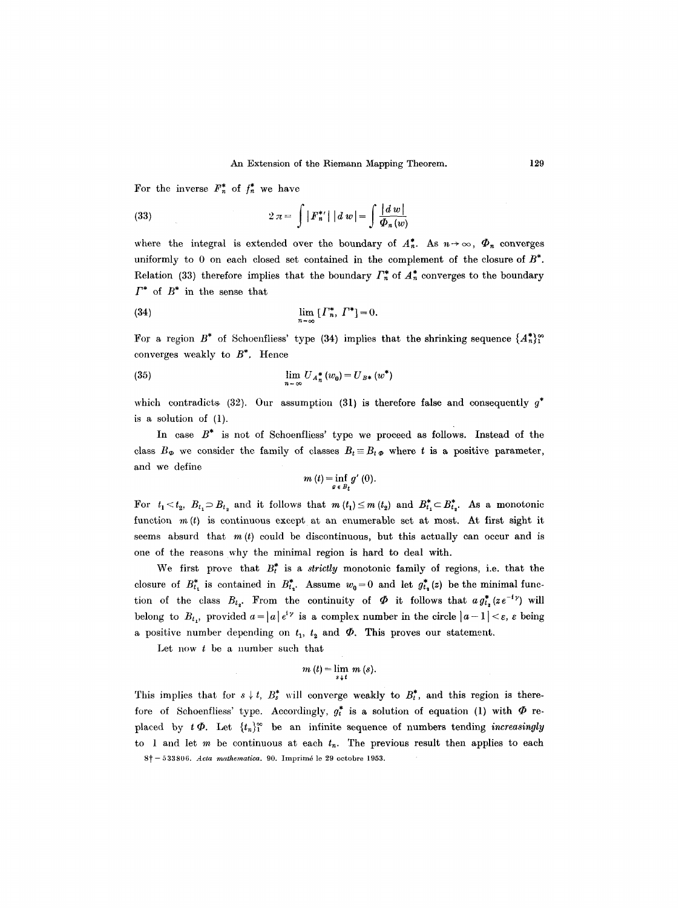For the inverse $F_n^*$ of $f_n^*$ we have

$$2\pi = \int |F_n^{*\prime}| \, |dw| = \int \frac{|dw|}{\Phi_n(w)} \tag{33}$$

where the integral is extended over the boundary of $A_n^*$. As $n \to \infty$, $\Phi_n$ converges uniformly to 0 on each closed set contained in the complement of the closure of $B^*$. Relation (33) therefore implies that the boundary $\Gamma_n^*$ of $A_n^*$ converges to the boundary $\Gamma^*$ of $B^*$ in the sense that

$$\lim_{n \to \infty} [\Gamma_n^*, \Gamma^*] = 0. \tag{34}$$

For a region $B^*$ of Schoenfliess' type (34) implies that the shrinking sequence $\{A_n^*\}_1^\infty$ converges weakly to $B^*$. Hence

$$\lim_{n \to \infty} U_{A_n^*}(w_0) = U_{B^*}(w^*) \tag{35}$$

which contradicts (32). Our assumption (31) is therefore false and consequently $g^*$ is a solution of (1).

In case $B^*$ is not of Schoenfliess' type we proceed as follows. Instead of the class $B_\Phi$ we consider the family of classes $B_t \equiv B_{t\Phi}$ where $t$ is a positive parameter, and we define

$$m(t) = \inf_{g \in B_t} g'(0).$$

For $t_1 < t_2$, $B_{t_1} \supset B_{t_2}$ and it follows that $m(t_1) \leq m(t_2)$ and $B_{t_1}^* \subset B_{t_2}^*$. As a monotonic function $m(t)$ is continuous except at an enumerable set at most. At first sight it seems absurd that $m(t)$ could be discontinuous, but this actually can occur and is one of the reasons why the minimal region is hard to deal with.

We first prove that $B_t^*$ is a *strictly* monotonic family of regions, i.e. that the closure of $B_{t_1}^*$ is contained in $B_{t_2}^*$. Assume $w_0 = 0$ and let $g_{t_2}^*(z)$ be the minimal function of the class $B_{t_2}$. From the continuity of $\Phi$ it follows that $a g_{t_2}^*(z e^{-i\gamma})$ will belong to $B_{t_1}$, provided $a = |a| e^{i\gamma}$ is a complex number in the circle $|a - 1| < \varepsilon$, $\varepsilon$ being a positive number depending on $t_1$, $t_2$ and $\Phi$. This proves our statement.

Let now $t$ be a number such that

$$m(t) = \lim_{s \downarrow t} m(s).$$

This implies that for $s \downarrow t$, $B_s^*$ will converge weakly to $B_t^*$, and this region is therefore of Schoenfliess' type. Accordingly, $g_t^*$ is a solution of equation (1) with $\Phi$ replaced by $t\Phi$. Let $\{t_n\}_1^\infty$ be an infinite sequence of numbers tending *increasingly* to 1 and let $m$ be continuous at each $t_n$. The previous result then applies to each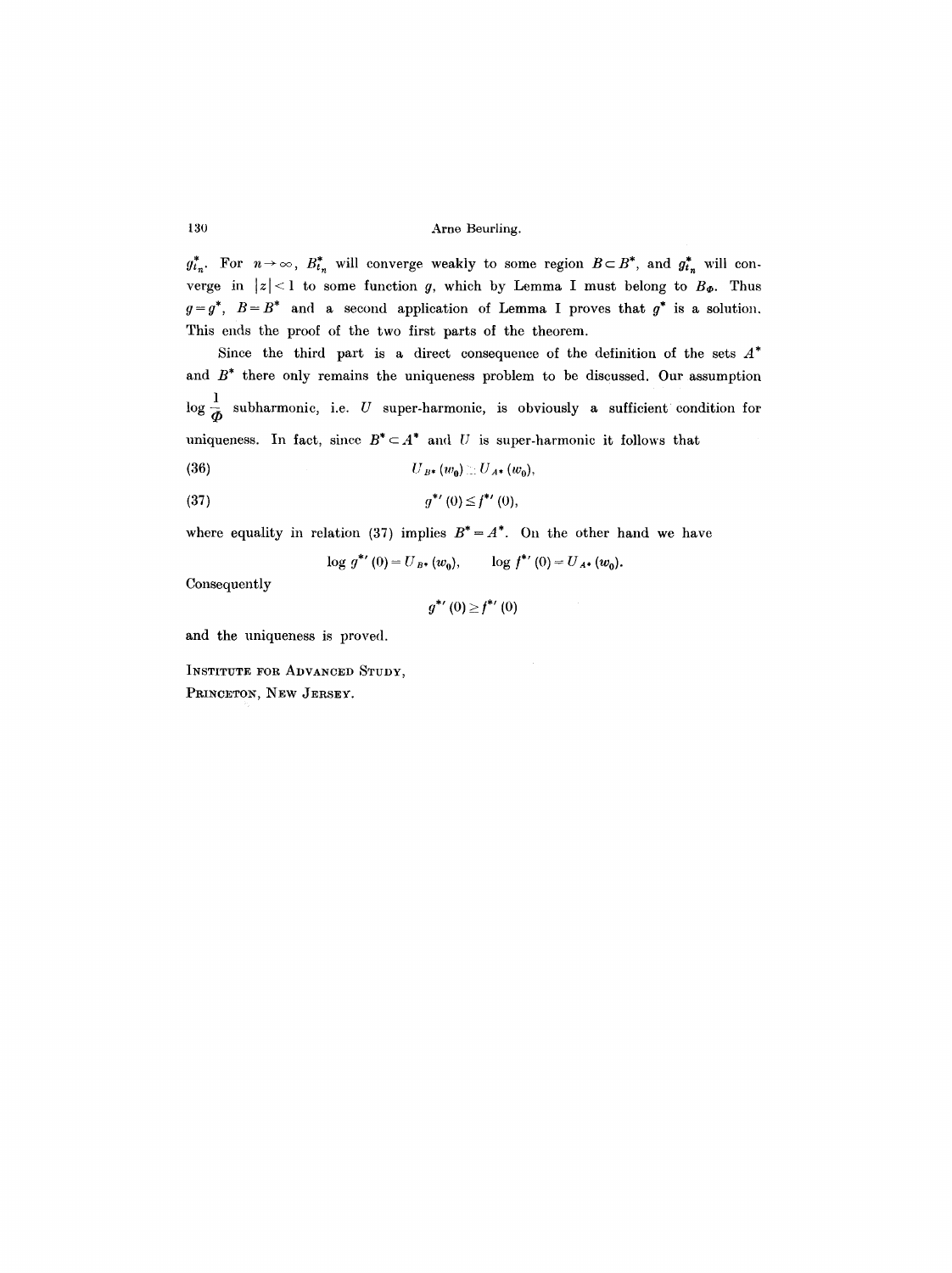$g_{t_n}^*$. For $n \to \infty$, $B_{t_n}^*$ will converge weakly to some region $B \subset B^*$, and $g_{t_n}^*$ will converge in $|z|<1$ to some function $g$, which by Lemma I must belong to $B_\Phi$. Thus $g = g^*$, $B = B^*$ and a second application of Lemma I proves that $g^*$ is a solution. This ends the proof of the two first parts of the theorem.

Since the third part is a direct consequence of the definition of the sets $A^*$ and $B^*$ there only remains the uniqueness problem to be discussed. Our assumption $\log \frac{1}{\Phi}$ subharmonic, i.e. $U$ super-harmonic, is obviously a sufficient condition for uniqueness. In fact, since $B^* \subset A^*$ and $U$ is super-harmonic it follows that

$$U_{B^*}(w_0) \leq U_{A^*}(w_0), \tag{36}$$

$$g^{*\prime}(0) \leq f^{*\prime}(0), \tag{37}$$

where equality in relation (37) implies $B^* = A^*$. On the other hand we have

$$\log g^{*\prime}(0) = U_{B^*}(w_0), \qquad \log f^{*\prime}(0) = U_{A^*}(w_0).$$

Consequently

$$g^{*\prime}(0) \geq f^{*\prime}(0)$$

and the uniqueness is proved.

Institute for Advanced Study,
Princeton, New Jersey.